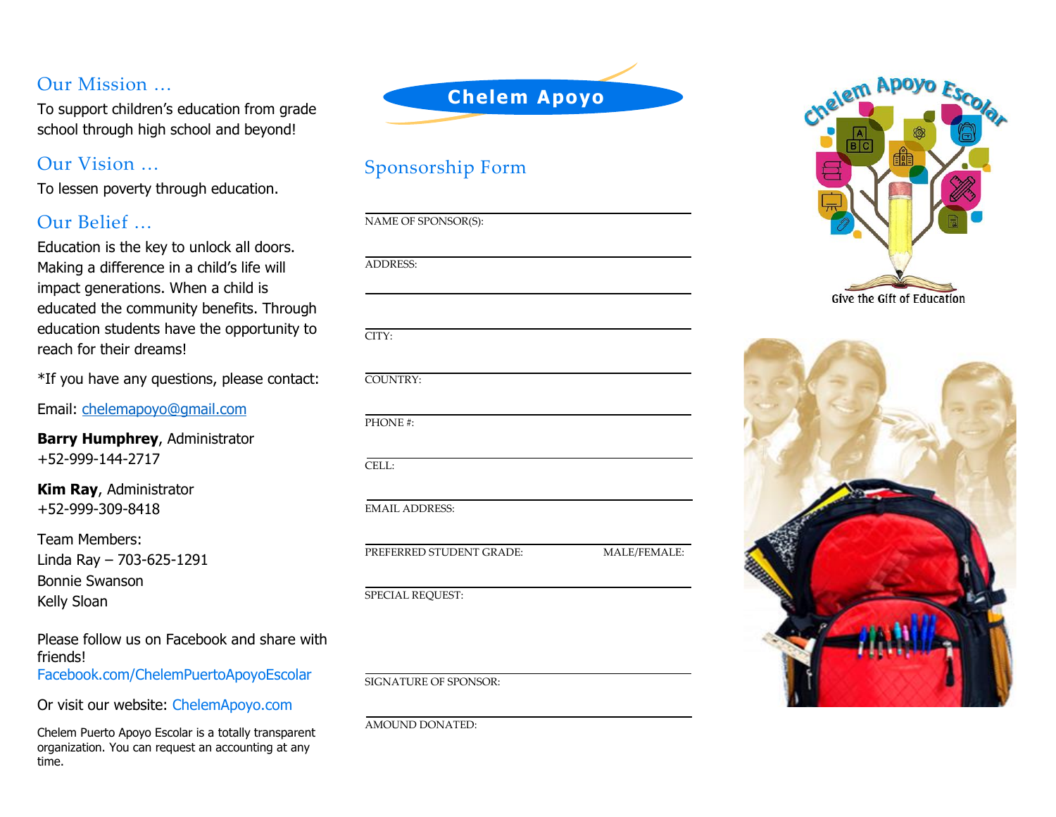## Our Mission …

To support children's education from grade school through high school and beyond!

## Our Vision …

To lessen poverty through education.

## Our Belief …

Education is the key to unlock all doors. Making a difference in a child's life will impact generations. When a child is educated the community benefits. Through education students have the opportunity to reach for their dreams!

*If you have any questions, please contact:

Email: chelemapoyo@gmail.com

**Barry Humphrey**, Administrator
+52-999-144-2717

**Kim Ray**, Administrator
+52-999-309-8418

Team Members:
Linda Ray – 703-625-1291
Bonnie Swanson
Kelly Sloan

Please follow us on Facebook and share with friends!
Facebook.com/ChelemPuertoApoyoEscolar

Or visit our website: ChelemApoyo.com

Chelem Puerto Apoyo Escolar is a totally transparent organization. You can request an accounting at any time.

# Chelem Apoyo

## Sponsorship Form

NAME OF SPONSOR(S):

ADDRESS:

CITY:

COUNTRY:

PHONE #:

CELL:

EMAIL ADDRESS:

PREFERRED STUDENT GRADE: MALE/FEMALE:

SPECIAL REQUEST:

SIGNATURE OF SPONSOR:

AMOUND DONATED:

Chelem Apoyo Escolar

Give the Gift of Education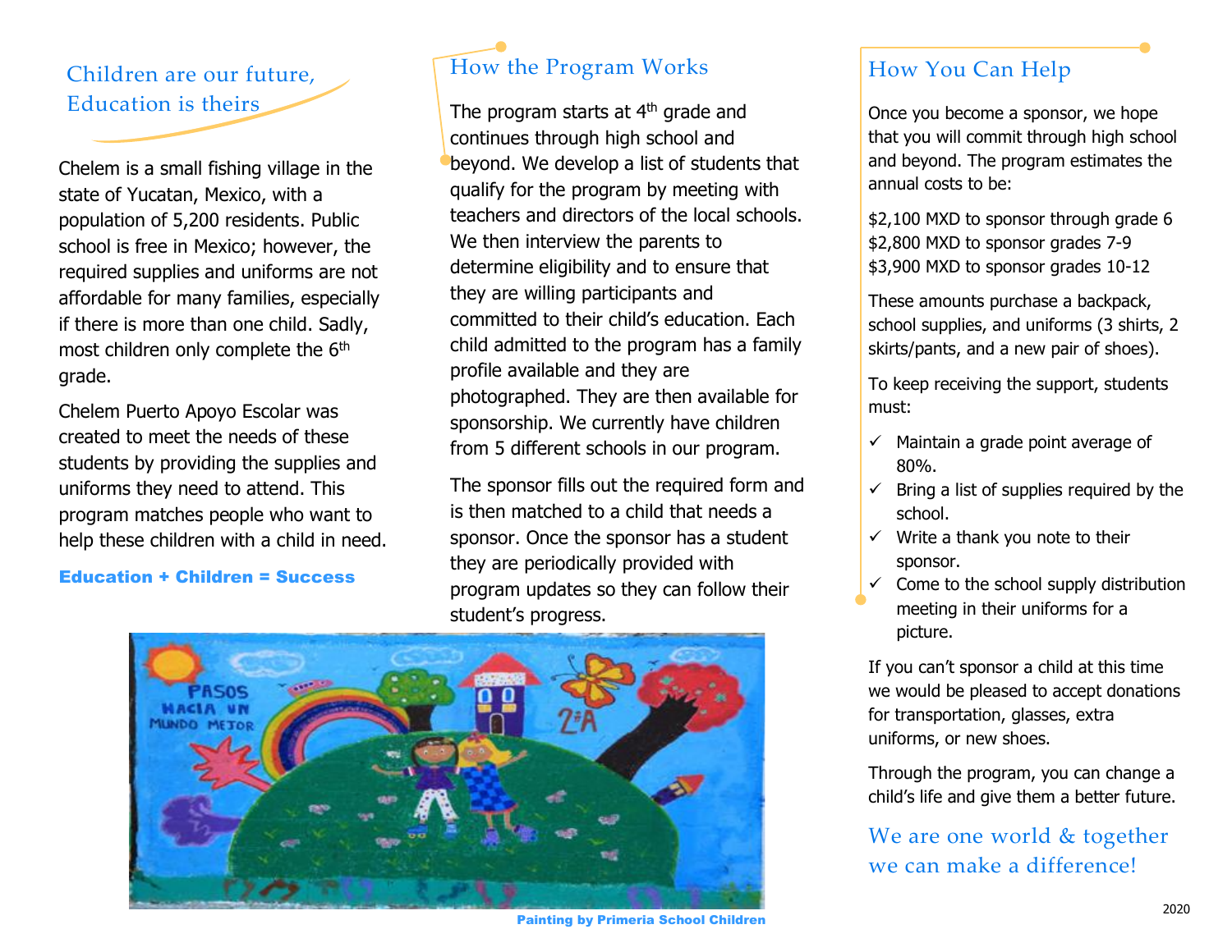## Children are our future, Education is theirs

Chelem is a small fishing village in the state of Yucatan, Mexico, with a population of 5,200 residents. Public school is free in Mexico; however, the required supplies and uniforms are not affordable for many families, especially if there is more than one child. Sadly, most children only complete the 6th grade.

Chelem Puerto Apoyo Escolar was created to meet the needs of these students by providing the supplies and uniforms they need to attend. This program matches people who want to help these children with a child in need.

**Education + Children = Success**

## How the Program Works

The program starts at 4th grade and continues through high school and beyond. We develop a list of students that qualify for the program by meeting with teachers and directors of the local schools. We then interview the parents to determine eligibility and to ensure that they are willing participants and committed to their child's education. Each child admitted to the program has a family profile available and they are photographed. They are then available for sponsorship. We currently have children from 5 different schools in our program.

The sponsor fills out the required form and is then matched to a child that needs a sponsor. Once the sponsor has a student they are periodically provided with program updates so they can follow their student's progress.

**Painting by Primeria School Children**

## How You Can Help

Once you become a sponsor, we hope that you will commit through high school and beyond. The program estimates the annual costs to be:

$2,100 MXD to sponsor through grade 6
$2,800 MXD to sponsor grades 7-9
$3,900 MXD to sponsor grades 10-12

These amounts purchase a backpack, school supplies, and uniforms (3 shirts, 2 skirts/pants, and a new pair of shoes).

To keep receiving the support, students must:

- ✓ Maintain a grade point average of 80%.
- ✓ Bring a list of supplies required by the school.
- ✓ Write a thank you note to their sponsor.
- ✓ Come to the school supply distribution meeting in their uniforms for a picture.

If you can't sponsor a child at this time we would be pleased to accept donations for transportation, glasses, extra uniforms, or new shoes.

Through the program, you can change a child's life and give them a better future.

We are one world & together we can make a difference!

2020